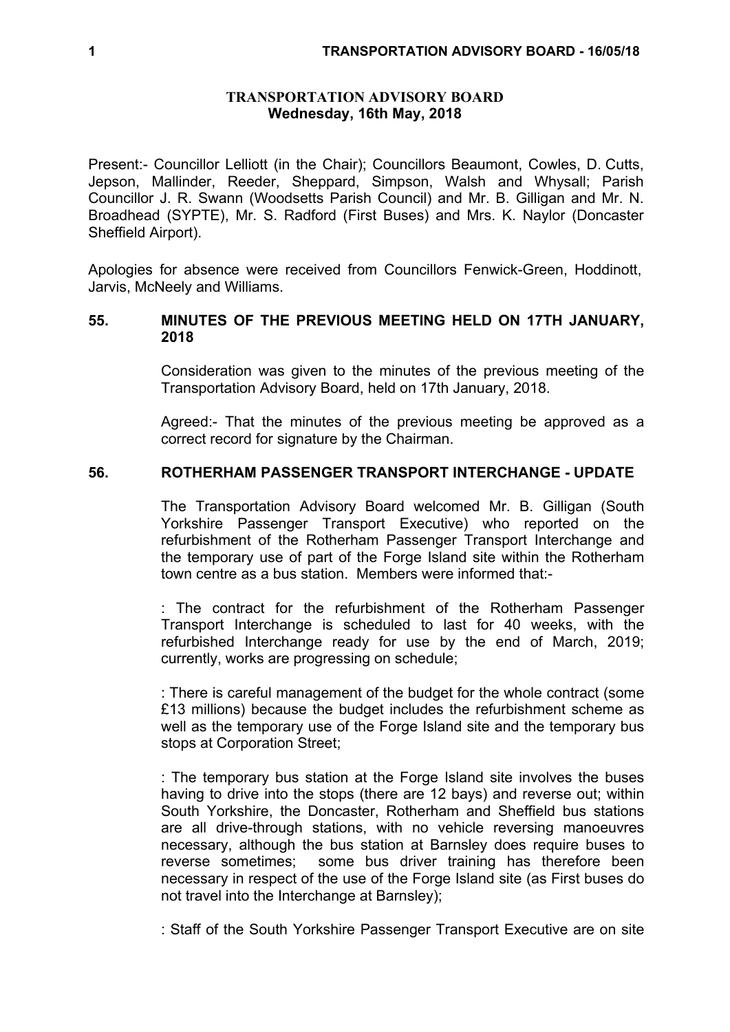# TRANSPORTATION ADVISORY BOARD
**Wednesday, 16th May, 2018**

Present:- Councillor Lelliott (in the Chair); Councillors Beaumont, Cowles, D. Cutts, Jepson, Mallinder, Reeder, Sheppard, Simpson, Walsh and Whysall; Parish Councillor J. R. Swann (Woodsetts Parish Council) and Mr. B. Gilligan and Mr. N. Broadhead (SYPTE), Mr. S. Radford (First Buses) and Mrs. K. Naylor (Doncaster Sheffield Airport).

Apologies for absence were received from Councillors Fenwick-Green, Hoddinott, Jarvis, McNeely and Williams.

## 55. MINUTES OF THE PREVIOUS MEETING HELD ON 17TH JANUARY, 2018

Consideration was given to the minutes of the previous meeting of the Transportation Advisory Board, held on 17th January, 2018.

Agreed:- That the minutes of the previous meeting be approved as a correct record for signature by the Chairman.

## 56. ROTHERHAM PASSENGER TRANSPORT INTERCHANGE - UPDATE

The Transportation Advisory Board welcomed Mr. B. Gilligan (South Yorkshire Passenger Transport Executive) who reported on the refurbishment of the Rotherham Passenger Transport Interchange and the temporary use of part of the Forge Island site within the Rotherham town centre as a bus station. Members were informed that:-

: The contract for the refurbishment of the Rotherham Passenger Transport Interchange is scheduled to last for 40 weeks, with the refurbished Interchange ready for use by the end of March, 2019; currently, works are progressing on schedule;

: There is careful management of the budget for the whole contract (some £13 millions) because the budget includes the refurbishment scheme as well as the temporary use of the Forge Island site and the temporary bus stops at Corporation Street;

: The temporary bus station at the Forge Island site involves the buses having to drive into the stops (there are 12 bays) and reverse out; within South Yorkshire, the Doncaster, Rotherham and Sheffield bus stations are all drive-through stations, with no vehicle reversing manoeuvres necessary, although the bus station at Barnsley does require buses to reverse sometimes; some bus driver training has therefore been necessary in respect of the use of the Forge Island site (as First buses do not travel into the Interchange at Barnsley);

: Staff of the South Yorkshire Passenger Transport Executive are on site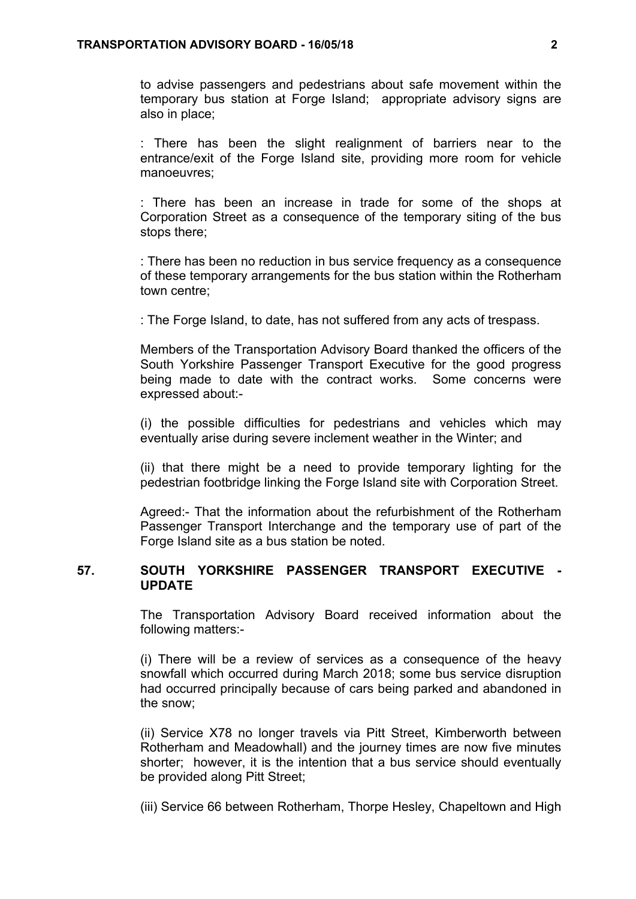to advise passengers and pedestrians about safe movement within the temporary bus station at Forge Island; appropriate advisory signs are also in place;

: There has been the slight realignment of barriers near to the entrance/exit of the Forge Island site, providing more room for vehicle manoeuvres;

: There has been an increase in trade for some of the shops at Corporation Street as a consequence of the temporary siting of the bus stops there;

: There has been no reduction in bus service frequency as a consequence of these temporary arrangements for the bus station within the Rotherham town centre;

: The Forge Island, to date, has not suffered from any acts of trespass.

Members of the Transportation Advisory Board thanked the officers of the South Yorkshire Passenger Transport Executive for the good progress being made to date with the contract works. Some concerns were expressed about:-

(i) the possible difficulties for pedestrians and vehicles which may eventually arise during severe inclement weather in the Winter; and

(ii) that there might be a need to provide temporary lighting for the pedestrian footbridge linking the Forge Island site with Corporation Street.

Agreed:- That the information about the refurbishment of the Rotherham Passenger Transport Interchange and the temporary use of part of the Forge Island site as a bus station be noted.

## 57. SOUTH YORKSHIRE PASSENGER TRANSPORT EXECUTIVE - UPDATE

The Transportation Advisory Board received information about the following matters:-

(i) There will be a review of services as a consequence of the heavy snowfall which occurred during March 2018; some bus service disruption had occurred principally because of cars being parked and abandoned in the snow;

(ii) Service X78 no longer travels via Pitt Street, Kimberworth between Rotherham and Meadowhall) and the journey times are now five minutes shorter; however, it is the intention that a bus service should eventually be provided along Pitt Street;

(iii) Service 66 between Rotherham, Thorpe Hesley, Chapeltown and High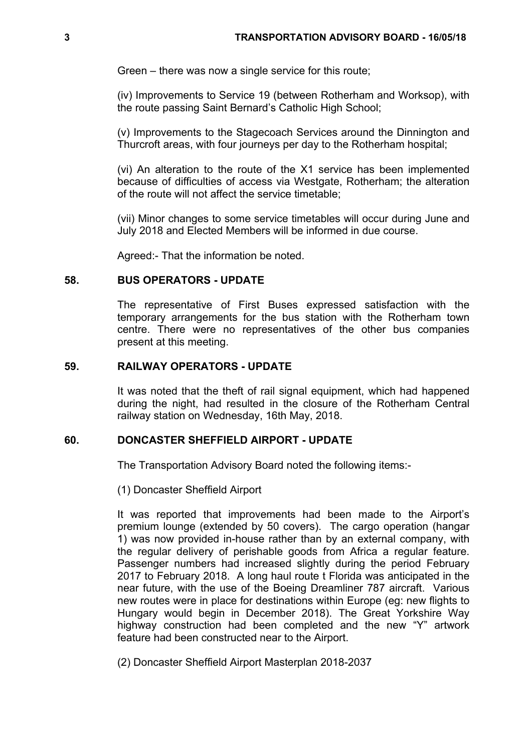Green – there was now a single service for this route;

(iv) Improvements to Service 19 (between Rotherham and Worksop), with the route passing Saint Bernard's Catholic High School;

(v) Improvements to the Stagecoach Services around the Dinnington and Thurcroft areas, with four journeys per day to the Rotherham hospital;

(vi) An alteration to the route of the X1 service has been implemented because of difficulties of access via Westgate, Rotherham; the alteration of the route will not affect the service timetable;

(vii) Minor changes to some service timetables will occur during June and July 2018 and Elected Members will be informed in due course.

Agreed:- That the information be noted.

## 58. BUS OPERATORS - UPDATE

The representative of First Buses expressed satisfaction with the temporary arrangements for the bus station with the Rotherham town centre. There were no representatives of the other bus companies present at this meeting.

## 59. RAILWAY OPERATORS - UPDATE

It was noted that the theft of rail signal equipment, which had happened during the night, had resulted in the closure of the Rotherham Central railway station on Wednesday, 16th May, 2018.

## 60. DONCASTER SHEFFIELD AIRPORT - UPDATE

The Transportation Advisory Board noted the following items:-

(1) Doncaster Sheffield Airport

It was reported that improvements had been made to the Airport's premium lounge (extended by 50 covers). The cargo operation (hangar 1) was now provided in-house rather than by an external company, with the regular delivery of perishable goods from Africa a regular feature. Passenger numbers had increased slightly during the period February 2017 to February 2018. A long haul route t Florida was anticipated in the near future, with the use of the Boeing Dreamliner 787 aircraft. Various new routes were in place for destinations within Europe (eg: new flights to Hungary would begin in December 2018). The Great Yorkshire Way highway construction had been completed and the new "Y" artwork feature had been constructed near to the Airport.

(2) Doncaster Sheffield Airport Masterplan 2018-2037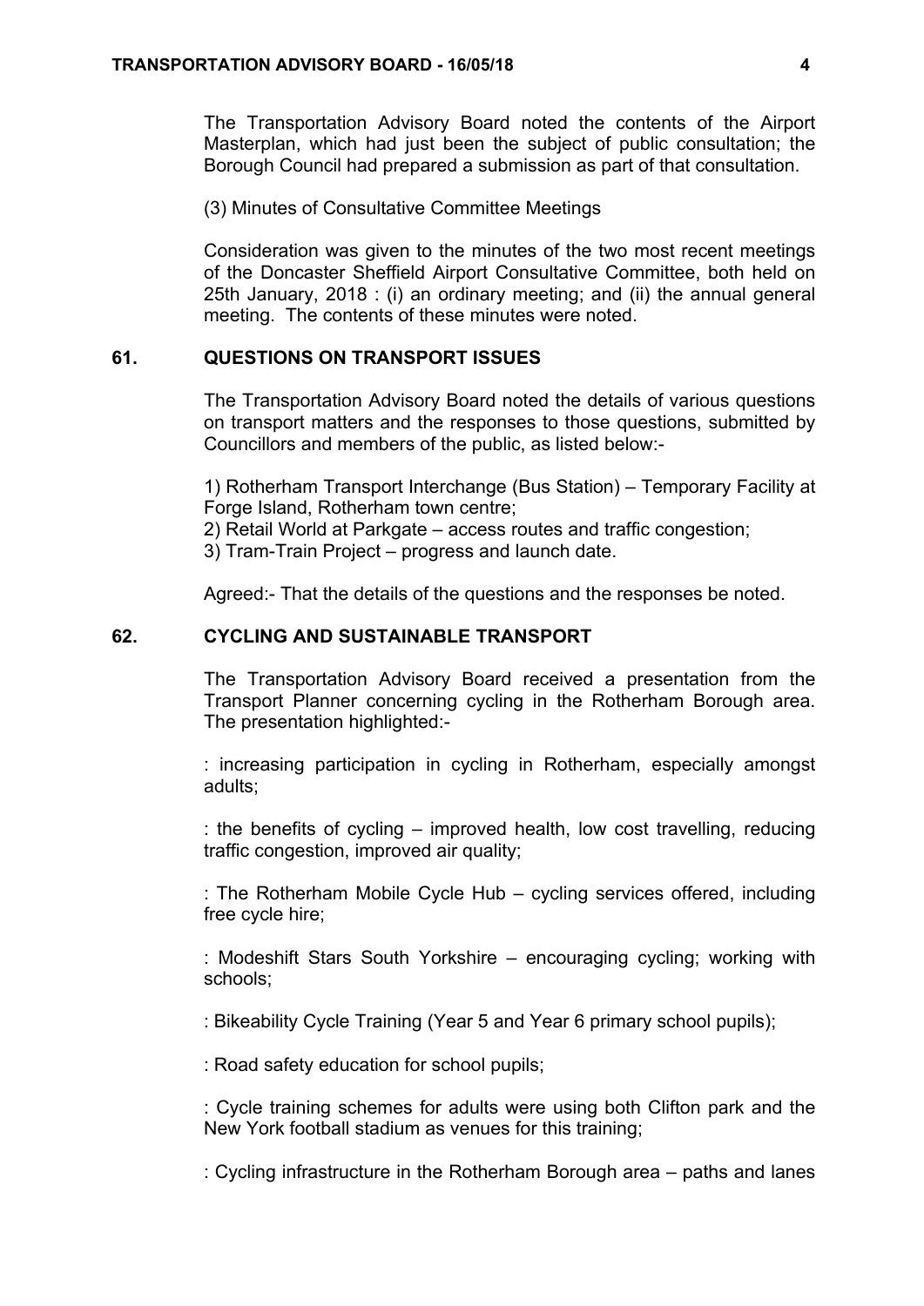The Transportation Advisory Board noted the contents of the Airport Masterplan, which had just been the subject of public consultation; the Borough Council had prepared a submission as part of that consultation.

(3) Minutes of Consultative Committee Meetings

Consideration was given to the minutes of the two most recent meetings of the Doncaster Sheffield Airport Consultative Committee, both held on 25th January, 2018 : (i) an ordinary meeting; and (ii) the annual general meeting. The contents of these minutes were noted.

## 61. QUESTIONS ON TRANSPORT ISSUES

The Transportation Advisory Board noted the details of various questions on transport matters and the responses to those questions, submitted by Councillors and members of the public, as listed below:-

1) Rotherham Transport Interchange (Bus Station) – Temporary Facility at Forge Island, Rotherham town centre;
2) Retail World at Parkgate – access routes and traffic congestion;
3) Tram-Train Project – progress and launch date.

Agreed:- That the details of the questions and the responses be noted.

## 62. CYCLING AND SUSTAINABLE TRANSPORT

The Transportation Advisory Board received a presentation from the Transport Planner concerning cycling in the Rotherham Borough area. The presentation highlighted:-

: increasing participation in cycling in Rotherham, especially amongst adults;

: the benefits of cycling – improved health, low cost travelling, reducing traffic congestion, improved air quality;

: The Rotherham Mobile Cycle Hub – cycling services offered, including free cycle hire;

: Modeshift Stars South Yorkshire – encouraging cycling; working with schools;

: Bikeability Cycle Training (Year 5 and Year 6 primary school pupils);

: Road safety education for school pupils;

: Cycle training schemes for adults were using both Clifton park and the New York football stadium as venues for this training;

: Cycling infrastructure in the Rotherham Borough area – paths and lanes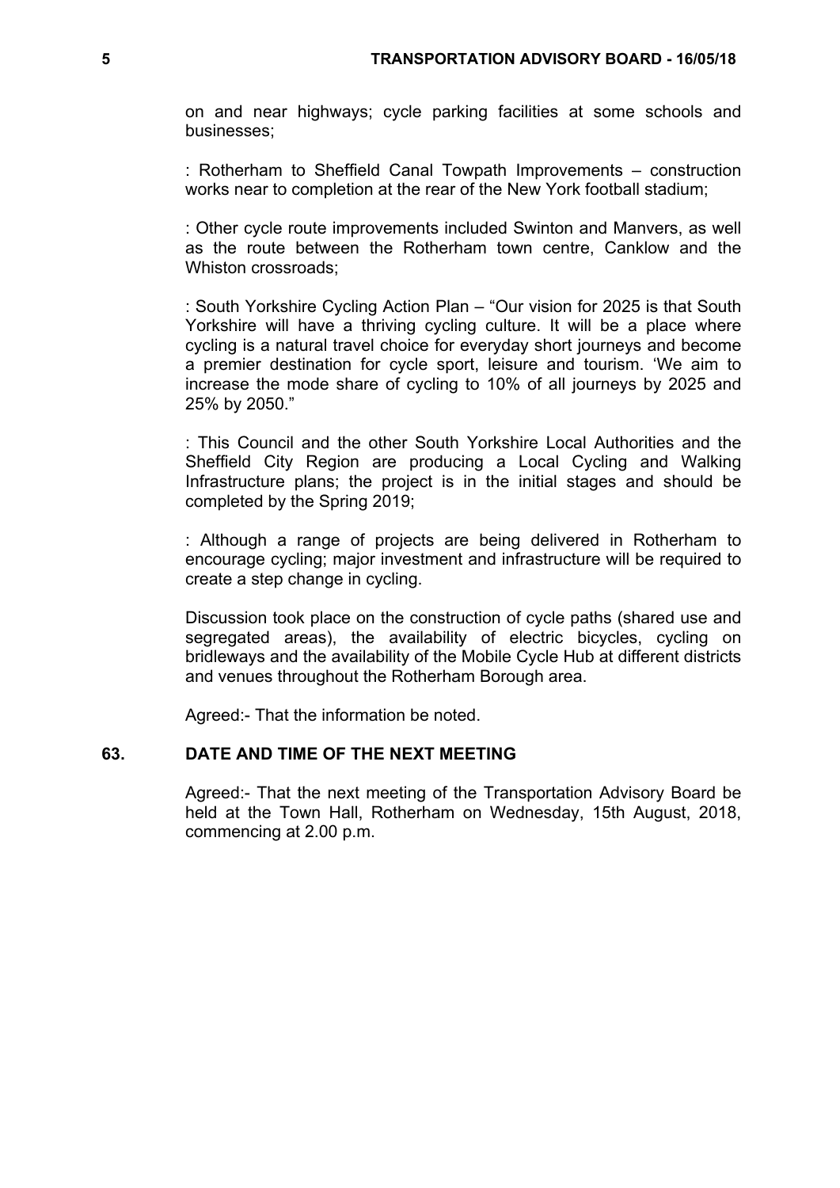on and near highways; cycle parking facilities at some schools and businesses;

: Rotherham to Sheffield Canal Towpath Improvements – construction works near to completion at the rear of the New York football stadium;

: Other cycle route improvements included Swinton and Manvers, as well as the route between the Rotherham town centre, Canklow and the Whiston crossroads;

: South Yorkshire Cycling Action Plan – "Our vision for 2025 is that South Yorkshire will have a thriving cycling culture. It will be a place where cycling is a natural travel choice for everyday short journeys and become a premier destination for cycle sport, leisure and tourism. 'We aim to increase the mode share of cycling to 10% of all journeys by 2025 and 25% by 2050."

: This Council and the other South Yorkshire Local Authorities and the Sheffield City Region are producing a Local Cycling and Walking Infrastructure plans; the project is in the initial stages and should be completed by the Spring 2019;

: Although a range of projects are being delivered in Rotherham to encourage cycling; major investment and infrastructure will be required to create a step change in cycling.

Discussion took place on the construction of cycle paths (shared use and segregated areas), the availability of electric bicycles, cycling on bridleways and the availability of the Mobile Cycle Hub at different districts and venues throughout the Rotherham Borough area.

Agreed:- That the information be noted.

## 63. DATE AND TIME OF THE NEXT MEETING

Agreed:- That the next meeting of the Transportation Advisory Board be held at the Town Hall, Rotherham on Wednesday, 15th August, 2018, commencing at 2.00 p.m.